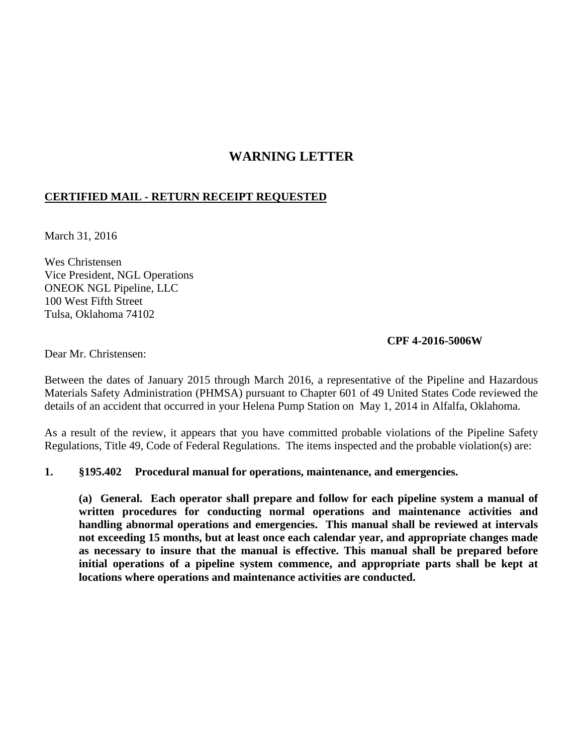# WARNING LETTER

**CERTIFIED MAIL - RETURN RECEIPT REQUESTED**

March 31, 2016

Wes Christensen
Vice President, NGL Operations
ONEOK NGL Pipeline, LLC
100 West Fifth Street
Tulsa, Oklahoma 74102

**CPF 4-2016-5006W**

Dear Mr. Christensen:

Between the dates of January 2015 through March 2016, a representative of the Pipeline and Hazardous Materials Safety Administration (PHMSA) pursuant to Chapter 601 of 49 United States Code reviewed the details of an accident that occurred in your Helena Pump Station on May 1, 2014 in Alfalfa, Oklahoma.

As a result of the review, it appears that you have committed probable violations of the Pipeline Safety Regulations, Title 49, Code of Federal Regulations. The items inspected and the probable violation(s) are:

**1. §195.402 Procedural manual for operations, maintenance, and emergencies.**

**(a) General. Each operator shall prepare and follow for each pipeline system a manual of written procedures for conducting normal operations and maintenance activities and handling abnormal operations and emergencies. This manual shall be reviewed at intervals not exceeding 15 months, but at least once each calendar year, and appropriate changes made as necessary to insure that the manual is effective. This manual shall be prepared before initial operations of a pipeline system commence, and appropriate parts shall be kept at locations where operations and maintenance activities are conducted.**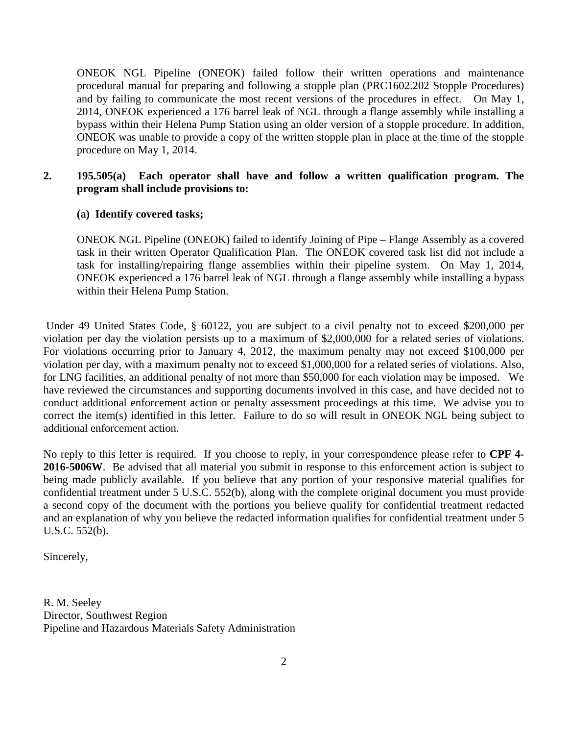ONEOK NGL Pipeline (ONEOK) failed follow their written operations and maintenance procedural manual for preparing and following a stopple plan (PRC1602.202 Stopple Procedures) and by failing to communicate the most recent versions of the procedures in effect. On May 1, 2014, ONEOK experienced a 176 barrel leak of NGL through a flange assembly while installing a bypass within their Helena Pump Station using an older version of a stopple procedure. In addition, ONEOK was unable to provide a copy of the written stopple plan in place at the time of the stopple procedure on May 1, 2014.

**2. 195.505(a) Each operator shall have and follow a written qualification program. The program shall include provisions to:**

**(a) Identify covered tasks;**

ONEOK NGL Pipeline (ONEOK) failed to identify Joining of Pipe – Flange Assembly as a covered task in their written Operator Qualification Plan. The ONEOK covered task list did not include a task for installing/repairing flange assemblies within their pipeline system. On May 1, 2014, ONEOK experienced a 176 barrel leak of NGL through a flange assembly while installing a bypass within their Helena Pump Station.

Under 49 United States Code, § 60122, you are subject to a civil penalty not to exceed $200,000 per violation per day the violation persists up to a maximum of $2,000,000 for a related series of violations. For violations occurring prior to January 4, 2012, the maximum penalty may not exceed $100,000 per violation per day, with a maximum penalty not to exceed $1,000,000 for a related series of violations. Also, for LNG facilities, an additional penalty of not more than $50,000 for each violation may be imposed. We have reviewed the circumstances and supporting documents involved in this case, and have decided not to conduct additional enforcement action or penalty assessment proceedings at this time. We advise you to correct the item(s) identified in this letter. Failure to do so will result in ONEOK NGL being subject to additional enforcement action.

No reply to this letter is required. If you choose to reply, in your correspondence please refer to **CPF 4-2016-5006W**. Be advised that all material you submit in response to this enforcement action is subject to being made publicly available. If you believe that any portion of your responsive material qualifies for confidential treatment under 5 U.S.C. 552(b), along with the complete original document you must provide a second copy of the document with the portions you believe qualify for confidential treatment redacted and an explanation of why you believe the redacted information qualifies for confidential treatment under 5 U.S.C. 552(b).

Sincerely,

R. M. Seeley
Director, Southwest Region
Pipeline and Hazardous Materials Safety Administration